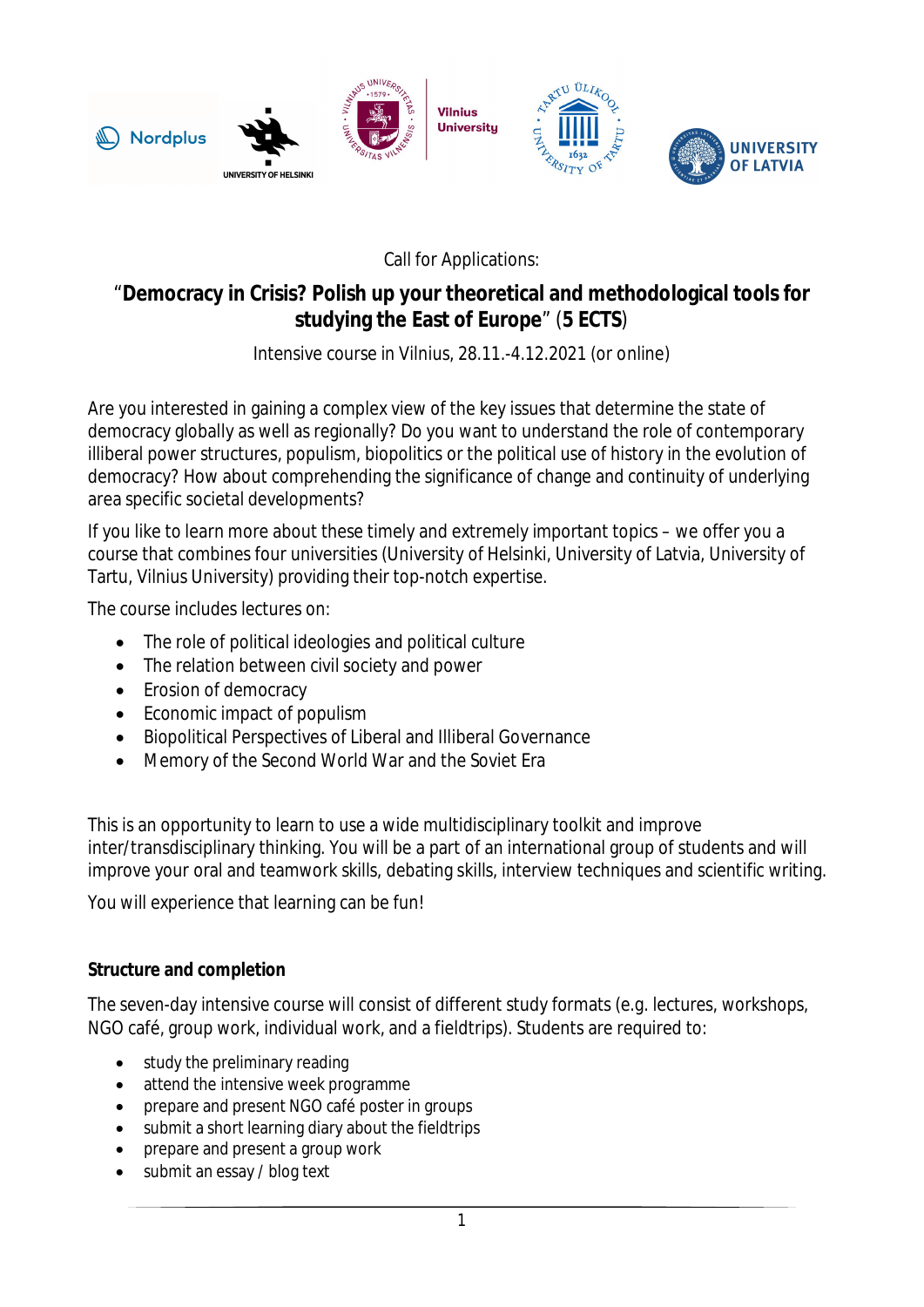Call for Applications:

# “**Democracy in Crisis? Polish up your theoretical and methodological tools for studying the East of Europe**” (**5 ECTS**)

Intensive course in Vilnius, 28.11.-4.12.2021 (or online)

Are you interested in gaining a complex view of the key issues that determine the state of democracy globally as well as regionally? Do you want to understand the role of contemporary illiberal power structures, populism, biopolitics or the political use of history in the evolution of democracy? How about comprehending the significance of change and continuity of underlying area specific societal developments?

If you like to learn more about these timely and extremely important topics – we offer you a course that combines four universities (University of Helsinki, University of Latvia, University of Tartu, Vilnius University) providing their top-notch expertise.

The course includes lectures on:

- The role of political ideologies and political culture
- The relation between civil society and power
- Erosion of democracy
- Economic impact of populism
- Biopolitical Perspectives of Liberal and Illiberal Governance
- Memory of the Second World War and the Soviet Era

This is an opportunity to learn to use a wide multidisciplinary toolkit and improve inter/transdisciplinary thinking. You will be a part of an international group of students and will improve your oral and teamwork skills, debating skills, interview techniques and scientific writing.

You will experience that learning can be fun!

**Structure and completion**

The seven-day intensive course will consist of different study formats (e.g. lectures, workshops, NGO café, group work, individual work, and a fieldtrips). Students are required to:

- study the preliminary reading
- attend the intensive week programme
- prepare and present NGO café poster in groups
- submit a short learning diary about the fieldtrips
- prepare and present a group work
- submit an essay / blog text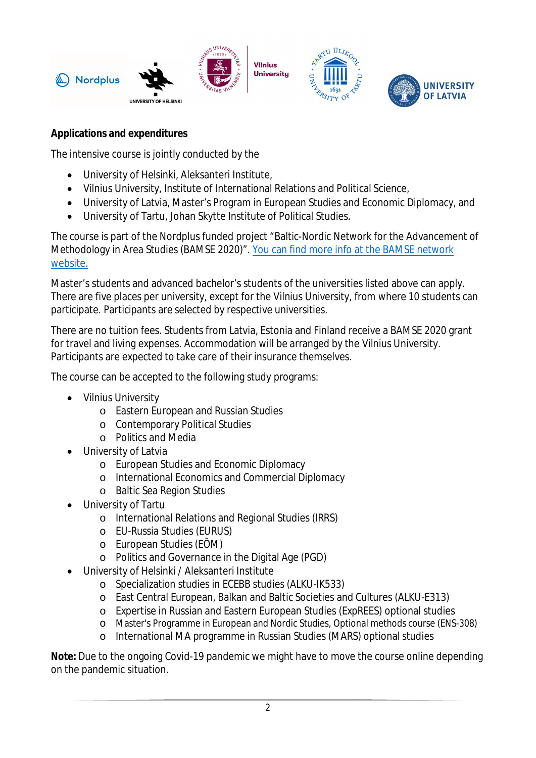**Applications and expenditures**

The intensive course is jointly conducted by the

- University of Helsinki, Aleksanteri Institute,
- Vilnius University, Institute of International Relations and Political Science,
- University of Latvia, Master's Program in European Studies and Economic Diplomacy, and
- University of Tartu, Johan Skytte Institute of Political Studies.

The course is part of the Nordplus funded project "Baltic-Nordic Network for the Advancement of Methodology in Area Studies (BAMSE 2020)". [You can find more info at the BAMSE network website.]

Master's students and advanced bachelor's students of the universities listed above can apply. There are five places per university, except for the Vilnius University, from where 10 students can participate. Participants are selected by respective universities.

There are no tuition fees. Students from Latvia, Estonia and Finland receive a BAMSE 2020 grant for travel and living expenses. Accommodation will be arranged by the Vilnius University. Participants are expected to take care of their insurance themselves.

The course can be accepted to the following study programs:

- Vilnius University
  - Eastern European and Russian Studies
  - Contemporary Political Studies
  - Politics and Media
- University of Latvia
  - European Studies and Economic Diplomacy
  - International Economics and Commercial Diplomacy
  - Baltic Sea Region Studies
- University of Tartu
  - International Relations and Regional Studies (IRRS)
  - EU-Russia Studies (EURUS)
  - European Studies (EÕM)
  - Politics and Governance in the Digital Age (PGD)
- University of Helsinki / Aleksanteri Institute
  - Specialization studies in ECEBB studies (ALKU-IK533)
  - East Central European, Balkan and Baltic Societies and Cultures (ALKU-E313)
  - Expertise in Russian and Eastern European Studies (ExpREES) optional studies
  - Master's Programme in European and Nordic Studies, Optional methods course (ENS-308)
  - International MA programme in Russian Studies (MARS) optional studies

**Note:** Due to the ongoing Covid-19 pandemic we might have to move the course online depending on the pandemic situation.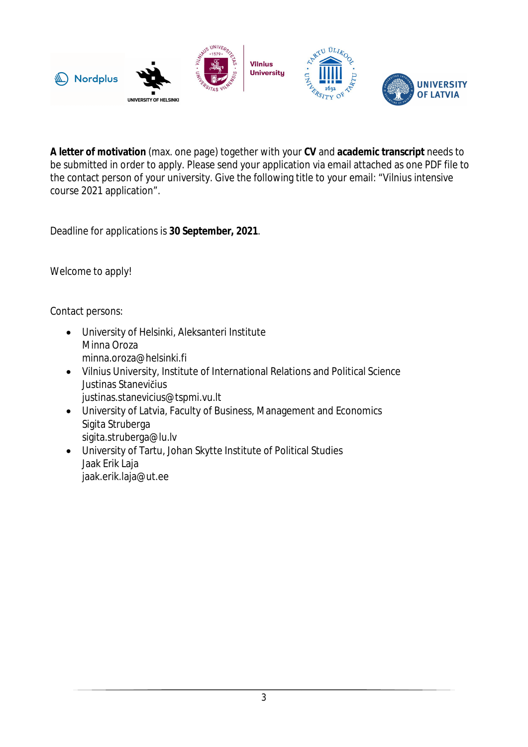**A letter of motivation** (max. one page) together with your **CV** and **academic transcript** needs to be submitted in order to apply. Please send your application via email attached as one PDF file to the contact person of your university. Give the following title to your email: "Vilnius intensive course 2021 application".

Deadline for applications is **30 September, 2021**.

Welcome to apply!

Contact persons:

- University of Helsinki, Aleksanteri Institute
  Minna Oroza
  minna.oroza@helsinki.fi
- Vilnius University, Institute of International Relations and Political Science
  Justinas Stanevičius
  justinas.stanevicius@tspmi.vu.lt
- University of Latvia, Faculty of Business, Management and Economics
  Sigita Struberga
  sigita.struberga@lu.lv
- University of Tartu, Johan Skytte Institute of Political Studies
  Jaak Erik Laja
  jaak.erik.laja@ut.ee